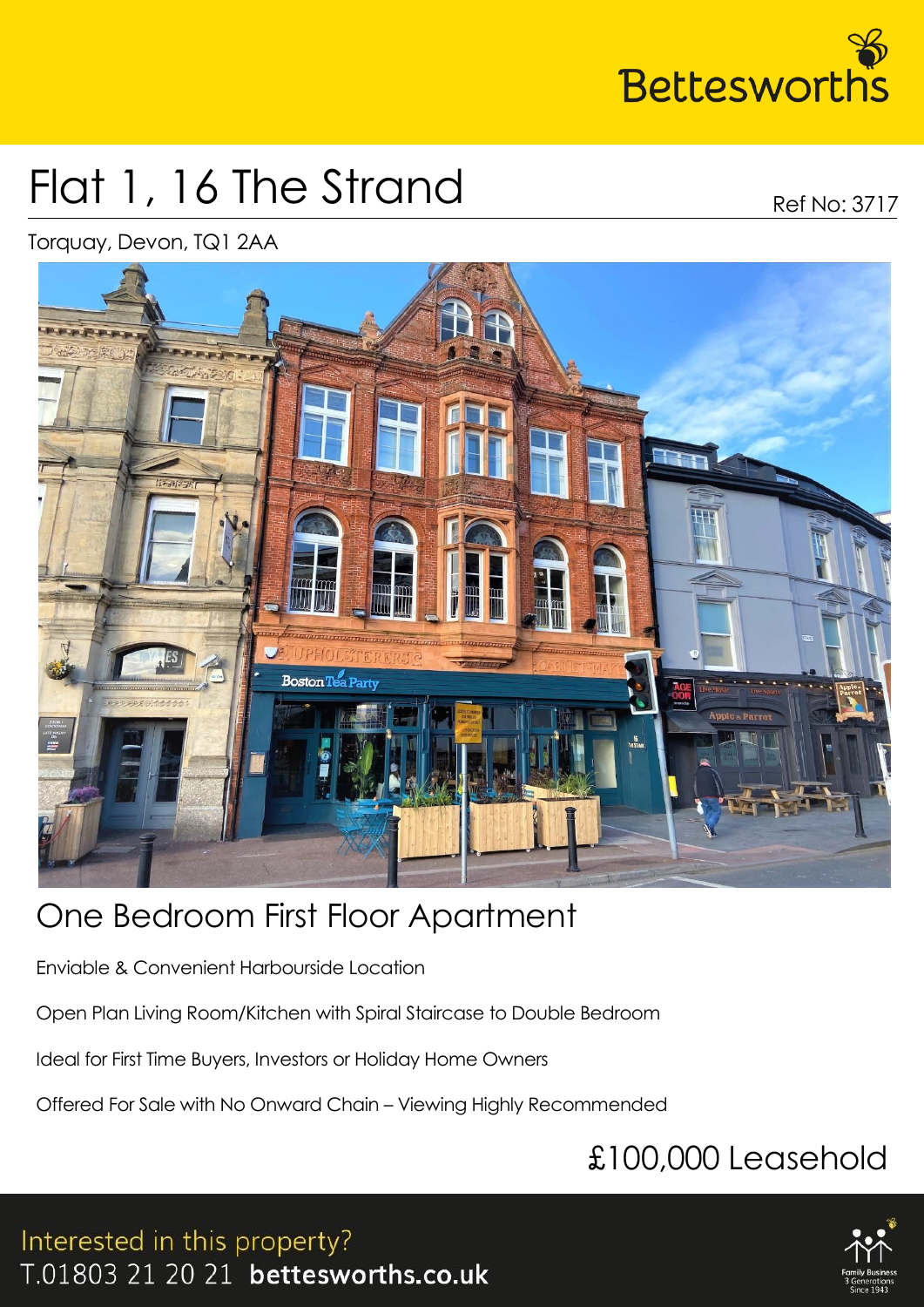Bettesworths

# Flat 1, 16 The Strand

Ref No: 3717

Torquay, Devon, TQ1 2AA

## One Bedroom First Floor Apartment

Enviable & Convenient Harbourside Location

Open Plan Living Room/Kitchen with Spiral Staircase to Double Bedroom

Ideal for First Time Buyers, Investors or Holiday Home Owners

Offered For Sale with No Onward Chain – Viewing Highly Recommended

## £100,000 Leasehold

Interested in this property?
T.01803 21 20 21 **bettesworths.co.uk**

Family Business 3 Generations Since 1943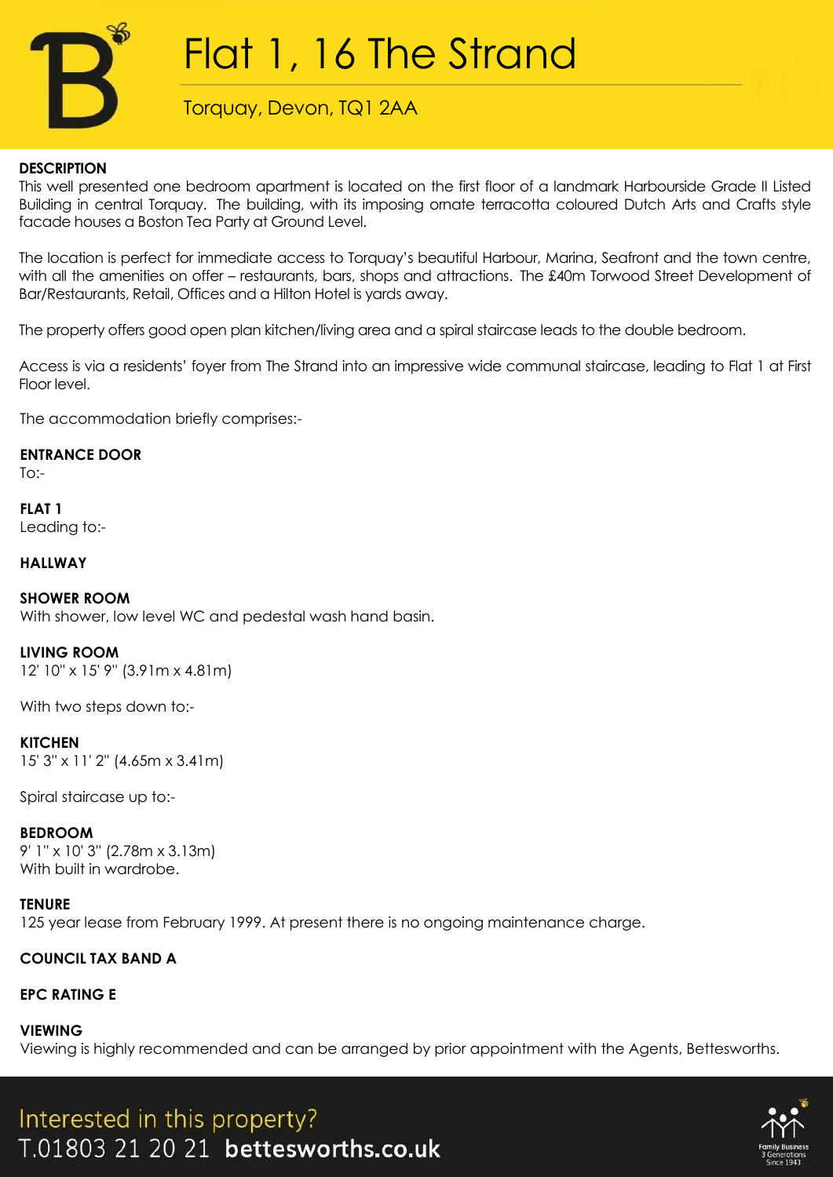# Flat 1, 16 The Strand

Torquay, Devon, TQ1 2AA

**DESCRIPTION**

This well presented one bedroom apartment is located on the first floor of a landmark Harbourside Grade II Listed Building in central Torquay. The building, with its imposing ornate terracotta coloured Dutch Arts and Crafts style facade houses a Boston Tea Party at Ground Level.

The location is perfect for immediate access to Torquay's beautiful Harbour, Marina, Seafront and the town centre, with all the amenities on offer – restaurants, bars, shops and attractions. The £40m Torwood Street Development of Bar/Restaurants, Retail, Offices and a Hilton Hotel is yards away.

The property offers good open plan kitchen/living area and a spiral staircase leads to the double bedroom.

Access is via a residents' foyer from The Strand into an impressive wide communal staircase, leading to Flat 1 at First Floor level.

The accommodation briefly comprises:-

**ENTRANCE DOOR**

To:-

**FLAT 1**

Leading to:-

**HALLWAY**

**SHOWER ROOM**

With shower, low level WC and pedestal wash hand basin.

**LIVING ROOM**

12' 10" x 15' 9" (3.91m x 4.81m)

With two steps down to:-

**KITCHEN**

15' 3" x 11' 2" (4.65m x 3.41m)

Spiral staircase up to:-

**BEDROOM**

9' 1" x 10' 3" (2.78m x 3.13m)
With built in wardrobe.

**TENURE**

125 year lease from February 1999. At present there is no ongoing maintenance charge.

**COUNCIL TAX BAND A**

**EPC RATING E**

**VIEWING**

Viewing is highly recommended and can be arranged by prior appointment with the Agents, Bettesworths.

Interested in this property?
T.01803 21 20 21 **bettesworths.co.uk**

Family Business 3 Generations Since 1943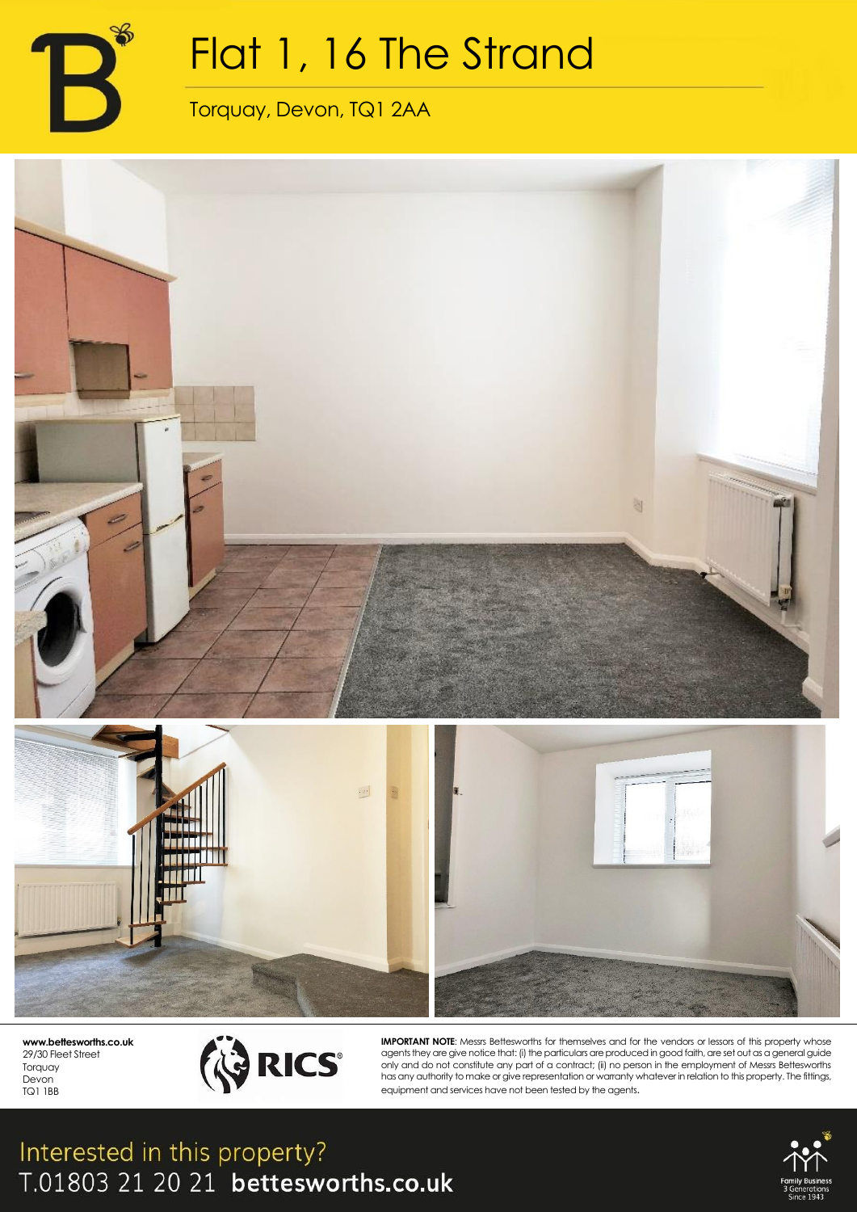# Flat 1, 16 The Strand

Torquay, Devon, TQ1 2AA

**www.bettesworths.co.uk**
29/30 Fleet Street
Torquay
Devon
TQ1 1BB

RICS

**IMPORTANT NOTE**: Messrs Bettesworths for themselves and for the vendors or lessors of this property whose agents they are give notice that: (i) the particulars are produced in good faith, are set out as a general guide only and do not constitute any part of a contract; (ii) no person in the employment of Messrs Bettesworths has any authority to make or give representation or warranty whatever in relation to this property. The fittings, equipment and services have not been tested by the agents.

Interested in this property?
T.01803 21 20 21 **bettesworths.co.uk**

Family Business
3 Generations
Since 1943